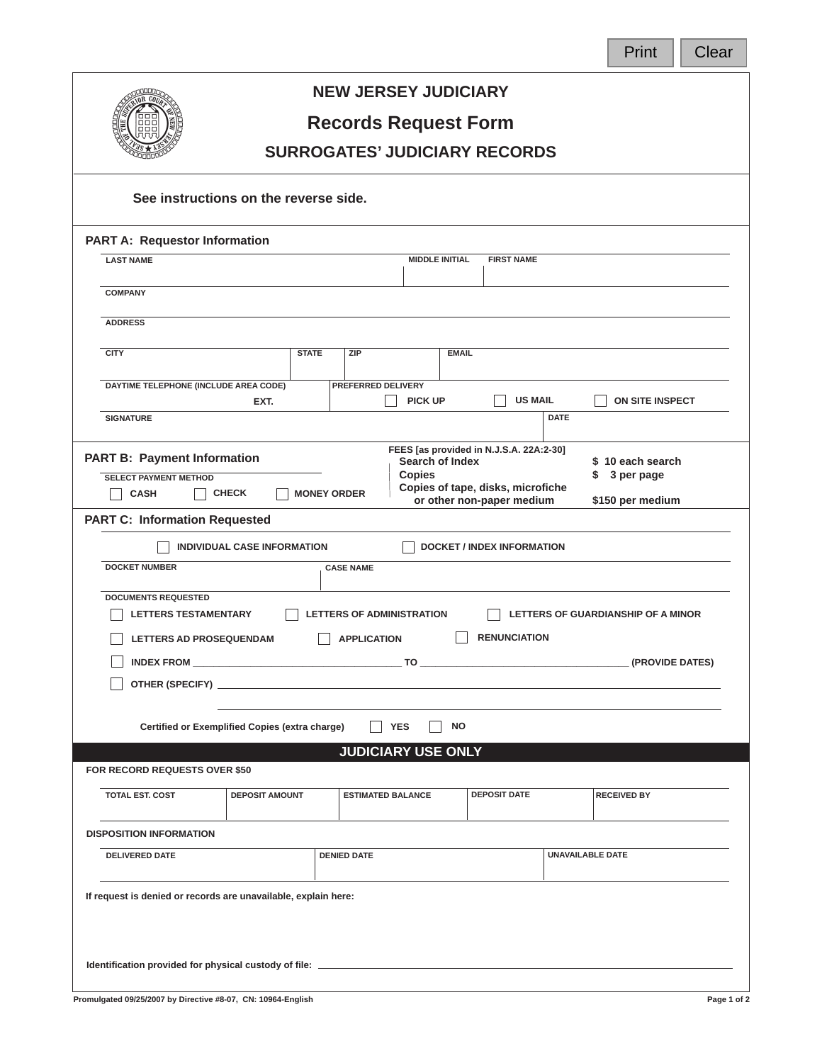# NEW JERSEY JUDICIARY

## Records Request Form

### SURROGATES' JUDICIARY RECORDS

See instructions on the reverse side.

## PART A: Requestor Information

| LAST NAME | MIDDLE INITIAL | FIRST NAME |
|---|---|---|
| | | |

COMPANY

ADDRESS

| CITY | STATE | ZIP | EMAIL |
|---|---|---|---|
| | | | |

| DAYTIME TELEPHONE (INCLUDE AREA CODE) EXT. | PREFERRED DELIVERY |
|---|---|
| | ☐ PICK UP ☐ US MAIL ☐ ON SITE INSPECT |

| SIGNATURE | DATE |
|---|---|
| | |

## PART B: Payment Information

SELECT PAYMENT METHOD

☐ CASH ☐ CHECK ☐ MONEY ORDER

FEES [as provided in N.J.S.A. 22A:2-30]

| | |
|---|---|
| Search of Index | $ 10 each search |
| Copies | $ 3 per page |
| Copies of tape, disks, microfiche or other non-paper medium | $150 per medium |

## PART C: Information Requested

☐ INDIVIDUAL CASE INFORMATION ☐ DOCKET / INDEX INFORMATION

| DOCKET NUMBER | CASE NAME |
|---|---|
| | |

DOCUMENTS REQUESTED

☐ LETTERS TESTAMENTARY ☐ LETTERS OF ADMINISTRATION ☐ LETTERS OF GUARDIANSHIP OF A MINOR

☐ LETTERS AD PROSEQUENDAM ☐ APPLICATION ☐ RENUNCIATION

☐ INDEX FROM ______________________ TO ______________________ (PROVIDE DATES)

☐ OTHER (SPECIFY) ______________________

Certified or Exemplified Copies (extra charge) ☐ YES ☐ NO

## JUDICIARY USE ONLY

FOR RECORD REQUESTS OVER $50

| TOTAL EST. COST | DEPOSIT AMOUNT | ESTIMATED BALANCE | DEPOSIT DATE | RECEIVED BY |
|---|---|---|---|---|
| | | | | |

DISPOSITION INFORMATION

| DELIVERED DATE | DENIED DATE | UNAVAILABLE DATE |
|---|---|---|
| | | |

If request is denied or records are unavailable, explain here:

Identification provided for physical custody of file: ______________________

Promulgated 09/25/2007 by Directive #8-07, CN: 10964-English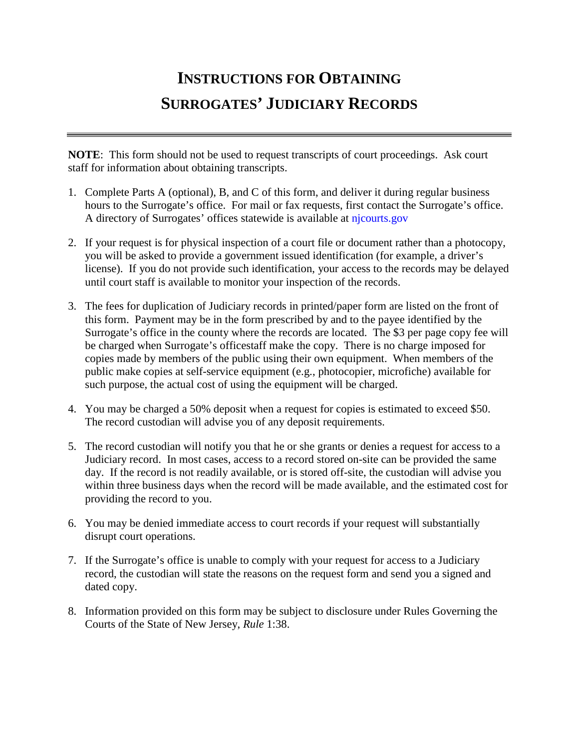# Instructions for Obtaining Surrogates' Judiciary Records

---

**NOTE**: This form should not be used to request transcripts of court proceedings. Ask court staff for information about obtaining transcripts.

1. Complete Parts A (optional), B, and C of this form, and deliver it during regular business hours to the Surrogate's office. For mail or fax requests, first contact the Surrogate's office. A directory of Surrogates' offices statewide is available at njcourts.gov

2. If your request is for physical inspection of a court file or document rather than a photocopy, you will be asked to provide a government issued identification (for example, a driver's license). If you do not provide such identification, your access to the records may be delayed until court staff is available to monitor your inspection of the records.

3. The fees for duplication of Judiciary records in printed/paper form are listed on the front of this form. Payment may be in the form prescribed by and to the payee identified by the Surrogate's office in the county where the records are located. The $3 per page copy fee will be charged when Surrogate's officestaff make the copy. There is no charge imposed for copies made by members of the public using their own equipment. When members of the public make copies at self-service equipment (e.g., photocopier, microfiche) available for such purpose, the actual cost of using the equipment will be charged.

4. You may be charged a 50% deposit when a request for copies is estimated to exceed $50. The record custodian will advise you of any deposit requirements.

5. The record custodian will notify you that he or she grants or denies a request for access to a Judiciary record. In most cases, access to a record stored on-site can be provided the same day. If the record is not readily available, or is stored off-site, the custodian will advise you within three business days when the record will be made available, and the estimated cost for providing the record to you.

6. You may be denied immediate access to court records if your request will substantially disrupt court operations.

7. If the Surrogate's office is unable to comply with your request for access to a Judiciary record, the custodian will state the reasons on the request form and send you a signed and dated copy.

8. Information provided on this form may be subject to disclosure under Rules Governing the Courts of the State of New Jersey, *Rule* 1:38.